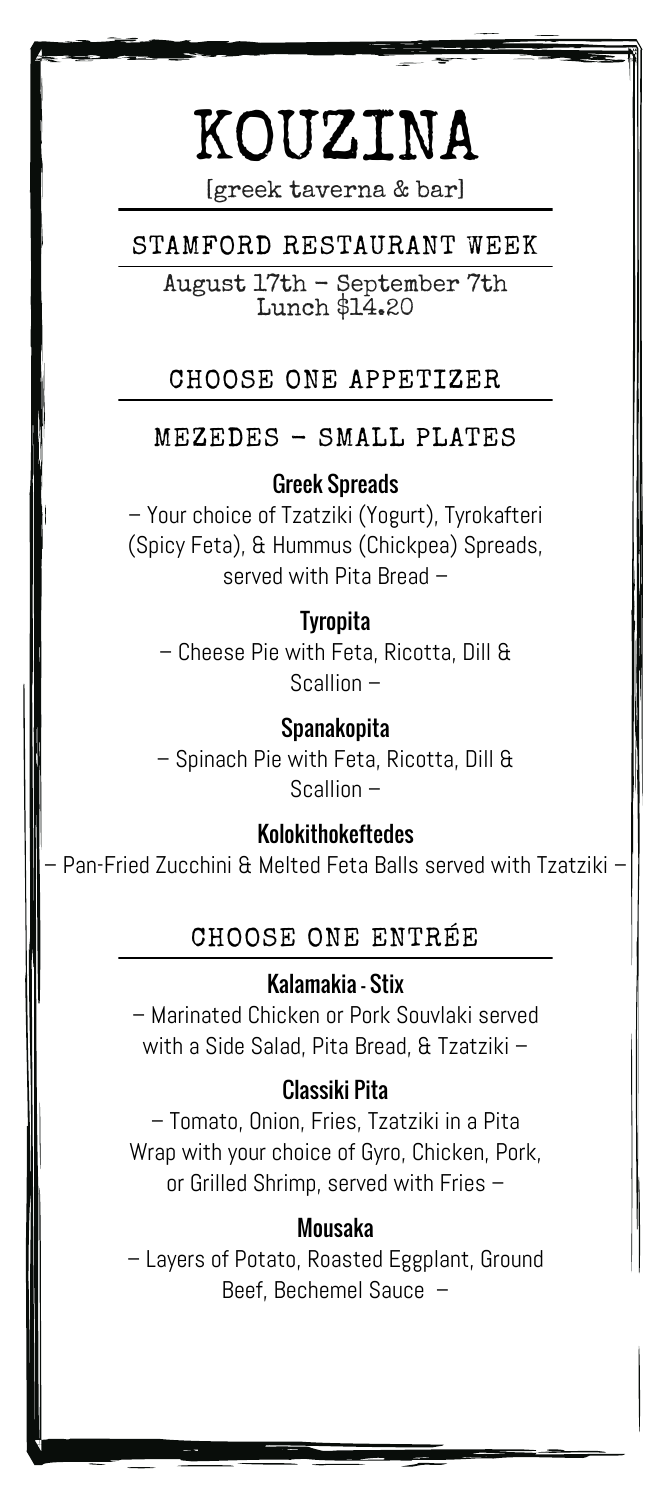# KOUZINA

[greek taverna & bar]

## STAMFORD RESTAURANT WEEK

August 17th – September 7th
Lunch $14.20

## CHOOSE ONE APPETIZER

### MEZEDES – SMALL PLATES

**Greek Spreads**
– Your choice of Tzatziki (Yogurt), Tyrokafteri (Spicy Feta), & Hummus (Chickpea) Spreads, served with Pita Bread –

**Tyropita**
– Cheese Pie with Feta, Ricotta, Dill & Scallion –

**Spanakopita**
– Spinach Pie with Feta, Ricotta, Dill & Scallion –

**Kolokithokeftedes**
– Pan-Fried Zucchini & Melted Feta Balls served with Tzatziki –

## CHOOSE ONE ENTRÉE

**Kalamakia - Stix**
– Marinated Chicken or Pork Souvlaki served with a Side Salad, Pita Bread, & Tzatziki –

**Classiki Pita**
– Tomato, Onion, Fries, Tzatziki in a Pita Wrap with your choice of Gyro, Chicken, Pork, or Grilled Shrimp, served with Fries –

**Mousaka**
– Layers of Potato, Roasted Eggplant, Ground Beef, Bechemel Sauce –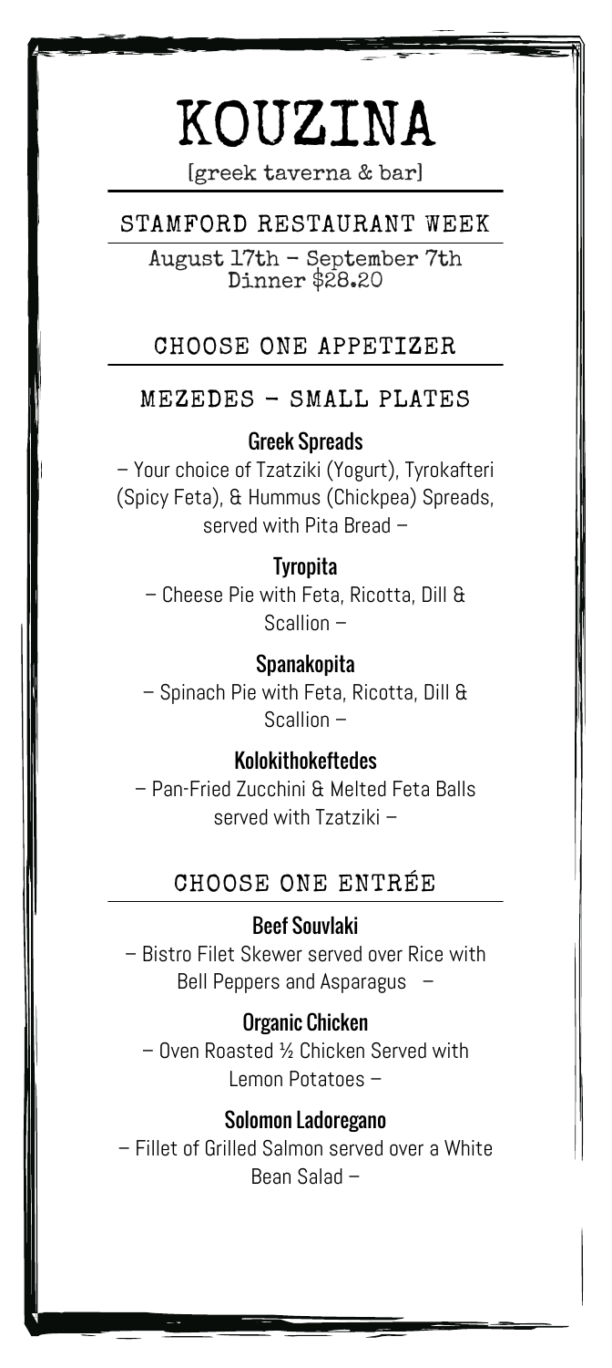# KOUZINA

[greek taverna & bar]

## STAMFORD RESTAURANT WEEK

August 17th - September 7th
Dinner $28.20

## CHOOSE ONE APPETIZER

### MEZEDES - SMALL PLATES

**Greek Spreads**

– Your choice of Tzatziki (Yogurt), Tyrokafteri (Spicy Feta), & Hummus (Chickpea) Spreads, served with Pita Bread –

**Tyropita**

– Cheese Pie with Feta, Ricotta, Dill & Scallion –

**Spanakopita**

– Spinach Pie with Feta, Ricotta, Dill & Scallion –

**Kolokithokeftedes**

– Pan-Fried Zucchini & Melted Feta Balls served with Tzatziki –

## CHOOSE ONE ENTRÉE

**Beef Souvlaki**

– Bistro Filet Skewer served over Rice with Bell Peppers and Asparagus –

**Organic Chicken**

– Oven Roasted ½ Chicken Served with Lemon Potatoes –

**Solomon Ladoregano**

– Fillet of Grilled Salmon served over a White Bean Salad –